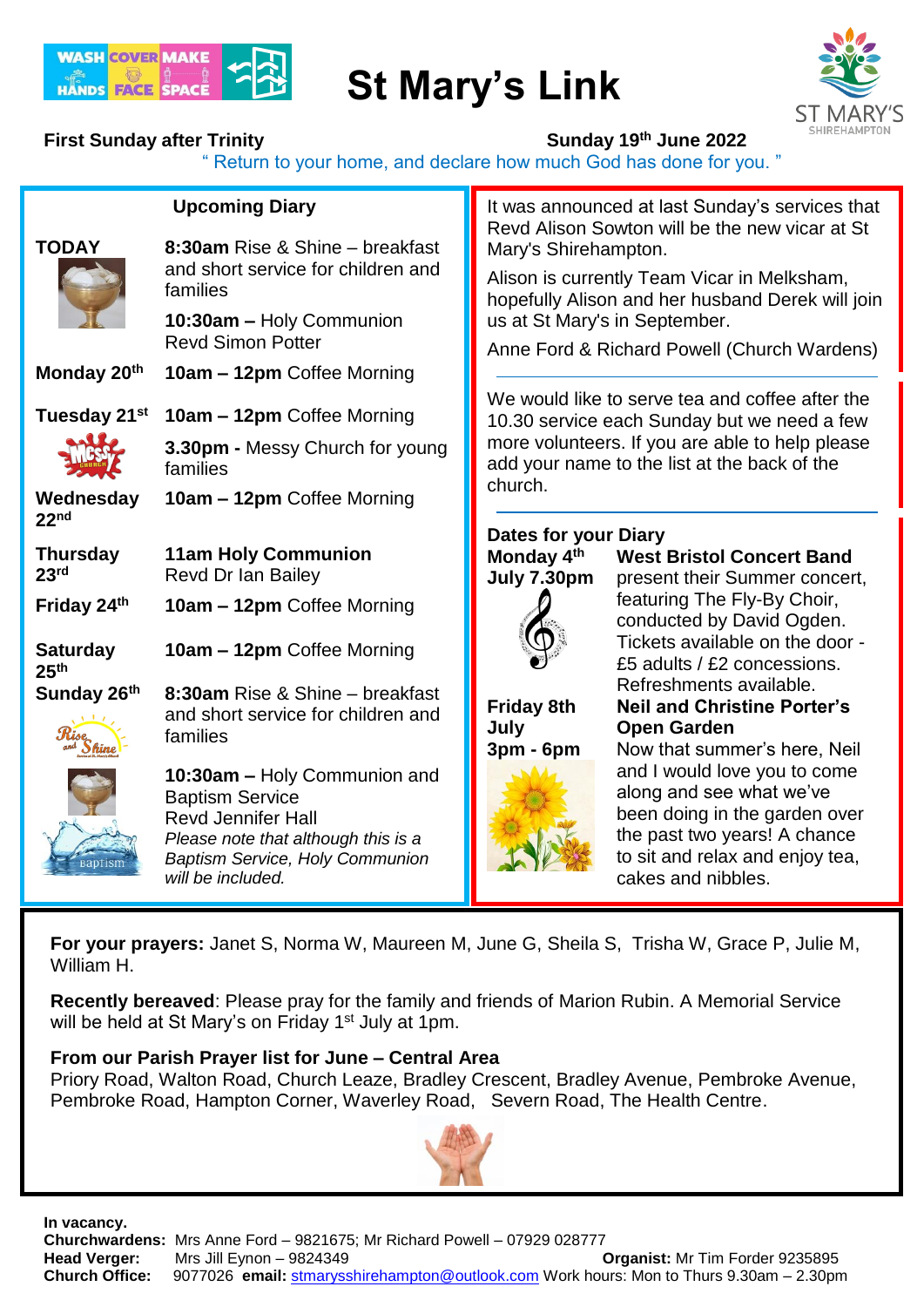WASH HANDS COVER FACE MAKE SPACE

# St Mary's Link

ST MARY'S SHIREHAMPTON

**First Sunday after Trinity** **Sunday 19th June 2022**

" Return to your home, and declare how much God has done for you. "

## Upcoming Diary

**TODAY**
**8:30am** Rise & Shine – breakfast and short service for children and families
**10:30am –** Holy Communion Revd Simon Potter

**Monday 20th**
**10am – 12pm** Coffee Morning

**Tuesday 21st**
**10am – 12pm** Coffee Morning
**3.30pm -** Messy Church for young families

**Wednesday 22nd**
**10am – 12pm** Coffee Morning

**Thursday 23rd**
**11am Holy Communion** Revd Dr Ian Bailey

**Friday 24th**
**10am – 12pm** Coffee Morning

**Saturday 25th**
**10am – 12pm** Coffee Morning

**Sunday 26th**
**8:30am** Rise & Shine – breakfast and short service for children and families
**10:30am –** Holy Communion and Baptism Service
Revd Jennifer Hall
*Please note that although this is a Baptism Service, Holy Communion will be included.*

It was announced at last Sunday's services that Revd Alison Sowton will be the new vicar at St Mary's Shirehampton.

Alison is currently Team Vicar in Melksham, hopefully Alison and her husband Derek will join us at St Mary's in September.

Anne Ford & Richard Powell (Church Wardens)

---

We would like to serve tea and coffee after the 10.30 service each Sunday but we need a few more volunteers. If you are able to help please add your name to the list at the back of the church.

---

**Dates for your Diary**

**Monday 4th July 7.30pm**
**West Bristol Concert Band** present their Summer concert, featuring The Fly-By Choir, conducted by David Ogden. Tickets available on the door - £5 adults / £2 concessions. Refreshments available.

**Friday 8th July 3pm - 6pm**
**Neil and Christine Porter's Open Garden**
Now that summer's here, Neil and I would love you to come along and see what we've been doing in the garden over the past two years! A chance to sit and relax and enjoy tea, cakes and nibbles.

---

**For your prayers:** Janet S, Norma W, Maureen M, June G, Sheila S, Trisha W, Grace P, Julie M, William H.

**Recently bereaved**: Please pray for the family and friends of Marion Rubin. A Memorial Service will be held at St Mary's on Friday 1st July at 1pm.

**From our Parish Prayer list for June – Central Area**
Priory Road, Walton Road, Church Leaze, Bradley Crescent, Bradley Avenue, Pembroke Avenue, Pembroke Road, Hampton Corner, Waverley Road, Severn Road, The Health Centre.

---

**In vacancy.**
**Churchwardens:** Mrs Anne Ford – 9821675; Mr Richard Powell – 07929 028777
**Head Verger:** Mrs Jill Eynon – 9824349 **Organist:** Mr Tim Forder 9235895
**Church Office:** 9077026 **email:** stmarysshirehampton@outlook.com Work hours: Mon to Thurs 9.30am – 2.30pm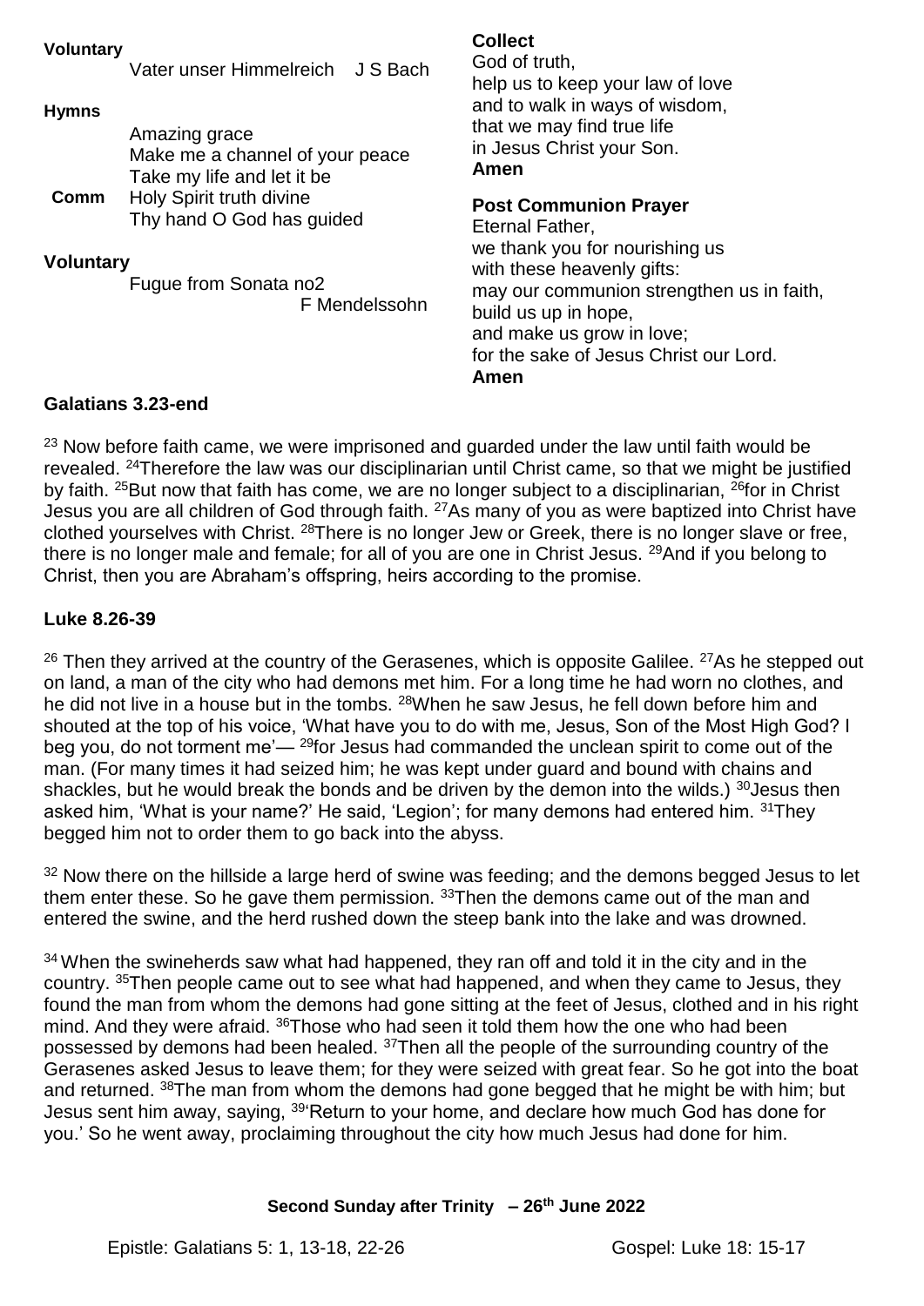**Voluntary**

Vater unser Himmelreich J S Bach

**Hymns**

Amazing grace
Make me a channel of your peace
Take my life and let it be
**Comm** Holy Spirit truth divine
Thy hand O God has guided

**Voluntary**

Fugue from Sonata no2
F Mendelssohn

**Collect**

God of truth,
help us to keep your law of love
and to walk in ways of wisdom,
that we may find true life
in Jesus Christ your Son.
**Amen**

**Post Communion Prayer**

Eternal Father,
we thank you for nourishing us
with these heavenly gifts:
may our communion strengthen us in faith,
build us up in hope,
and make us grow in love;
for the sake of Jesus Christ our Lord.
**Amen**

## Galatians 3.23-end

[23] Now before faith came, we were imprisoned and guarded under the law until faith would be revealed. [24]Therefore the law was our disciplinarian until Christ came, so that we might be justified by faith. [25]But now that faith has come, we are no longer subject to a disciplinarian, [26]for in Christ Jesus you are all children of God through faith. [27]As many of you as were baptized into Christ have clothed yourselves with Christ. [28]There is no longer Jew or Greek, there is no longer slave or free, there is no longer male and female; for all of you are one in Christ Jesus. [29]And if you belong to Christ, then you are Abraham's offspring, heirs according to the promise.

## Luke 8.26-39

[26] Then they arrived at the country of the Gerasenes, which is opposite Galilee. [27]As he stepped out on land, a man of the city who had demons met him. For a long time he had worn no clothes, and he did not live in a house but in the tombs. [28]When he saw Jesus, he fell down before him and shouted at the top of his voice, 'What have you to do with me, Jesus, Son of the Most High God? I beg you, do not torment me'— [29]for Jesus had commanded the unclean spirit to come out of the man. (For many times it had seized him; he was kept under guard and bound with chains and shackles, but he would break the bonds and be driven by the demon into the wilds.) [30]Jesus then asked him, 'What is your name?' He said, 'Legion'; for many demons had entered him. [31]They begged him not to order them to go back into the abyss.

[32] Now there on the hillside a large herd of swine was feeding; and the demons begged Jesus to let them enter these. So he gave them permission. [33]Then the demons came out of the man and entered the swine, and the herd rushed down the steep bank into the lake and was drowned.

[34] When the swineherds saw what had happened, they ran off and told it in the city and in the country. [35]Then people came out to see what had happened, and when they came to Jesus, they found the man from whom the demons had gone sitting at the feet of Jesus, clothed and in his right mind. And they were afraid. [36]Those who had seen it told them how the one who had been possessed by demons had been healed. [37]Then all the people of the surrounding country of the Gerasenes asked Jesus to leave them; for they were seized with great fear. So he got into the boat and returned. [38]The man from whom the demons had gone begged that he might be with him; but Jesus sent him away, saying, [39]'Return to your home, and declare how much God has done for you.' So he went away, proclaiming throughout the city how much Jesus had done for him.

**Second Sunday after Trinity – 26th June 2022**

Epistle: Galatians 5: 1, 13-18, 22-26 Gospel: Luke 18: 15-17